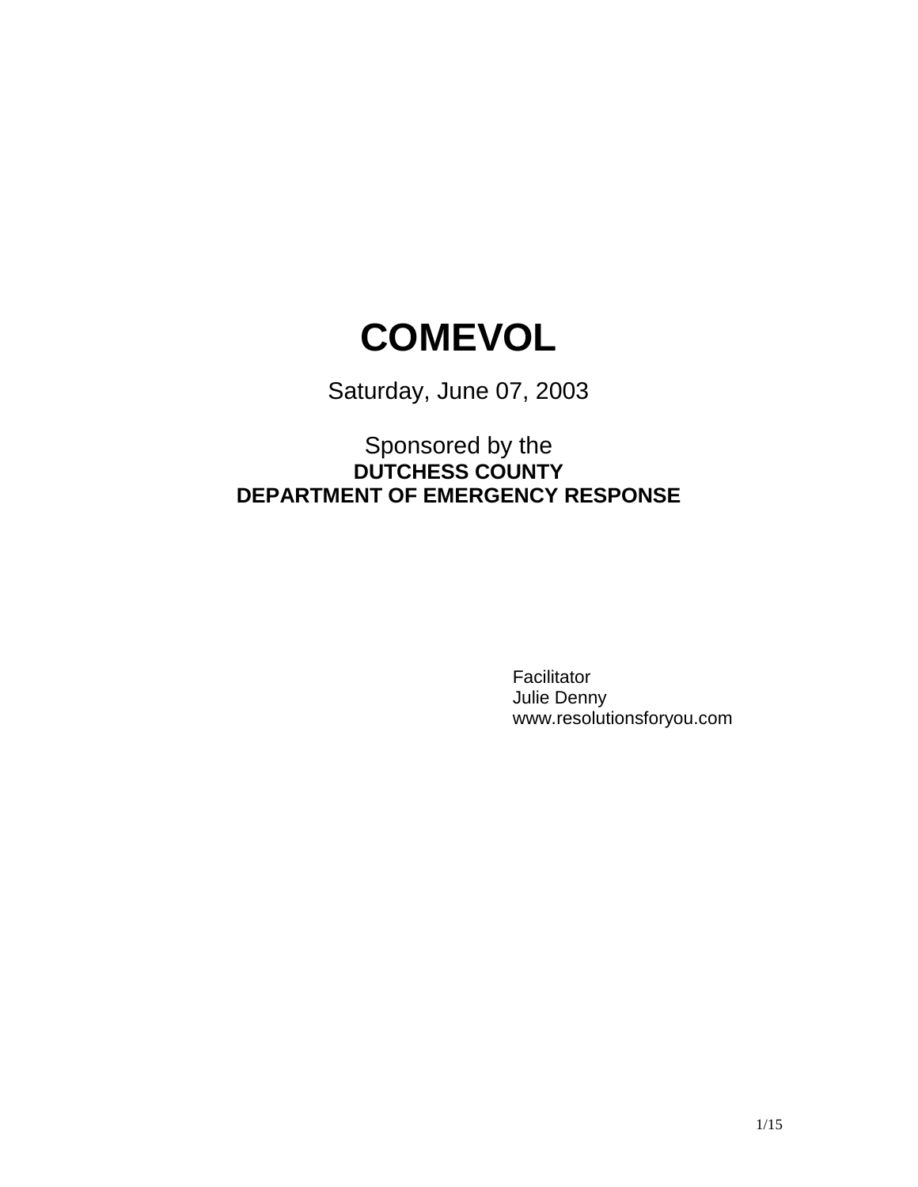# COMEVOL

Saturday, June 07, 2003

Sponsored by the
**DUTCHESS COUNTY**
**DEPARTMENT OF EMERGENCY RESPONSE**

Facilitator
Julie Denny
www.resolutionsforyou.com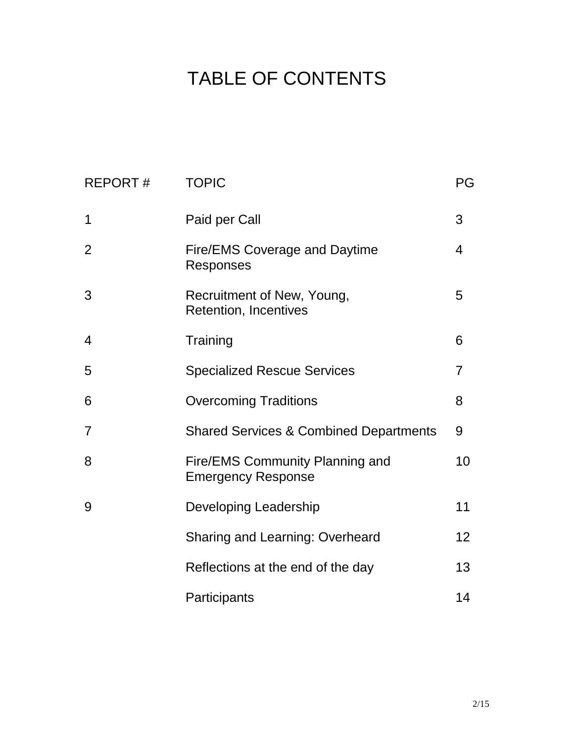# TABLE OF CONTENTS

| REPORT # | TOPIC | PG |
|---|---|---|
| 1 | Paid per Call | 3 |
| 2 | Fire/EMS Coverage and Daytime Responses | 4 |
| 3 | Recruitment of New, Young, Retention, Incentives | 5 |
| 4 | Training | 6 |
| 5 | Specialized Rescue Services | 7 |
| 6 | Overcoming Traditions | 8 |
| 7 | Shared Services & Combined Departments | 9 |
| 8 | Fire/EMS Community Planning and Emergency Response | 10 |
| 9 | Developing Leadership | 11 |
| | Sharing and Learning: Overheard | 12 |
| | Reflections at the end of the day | 13 |
| | Participants | 14 |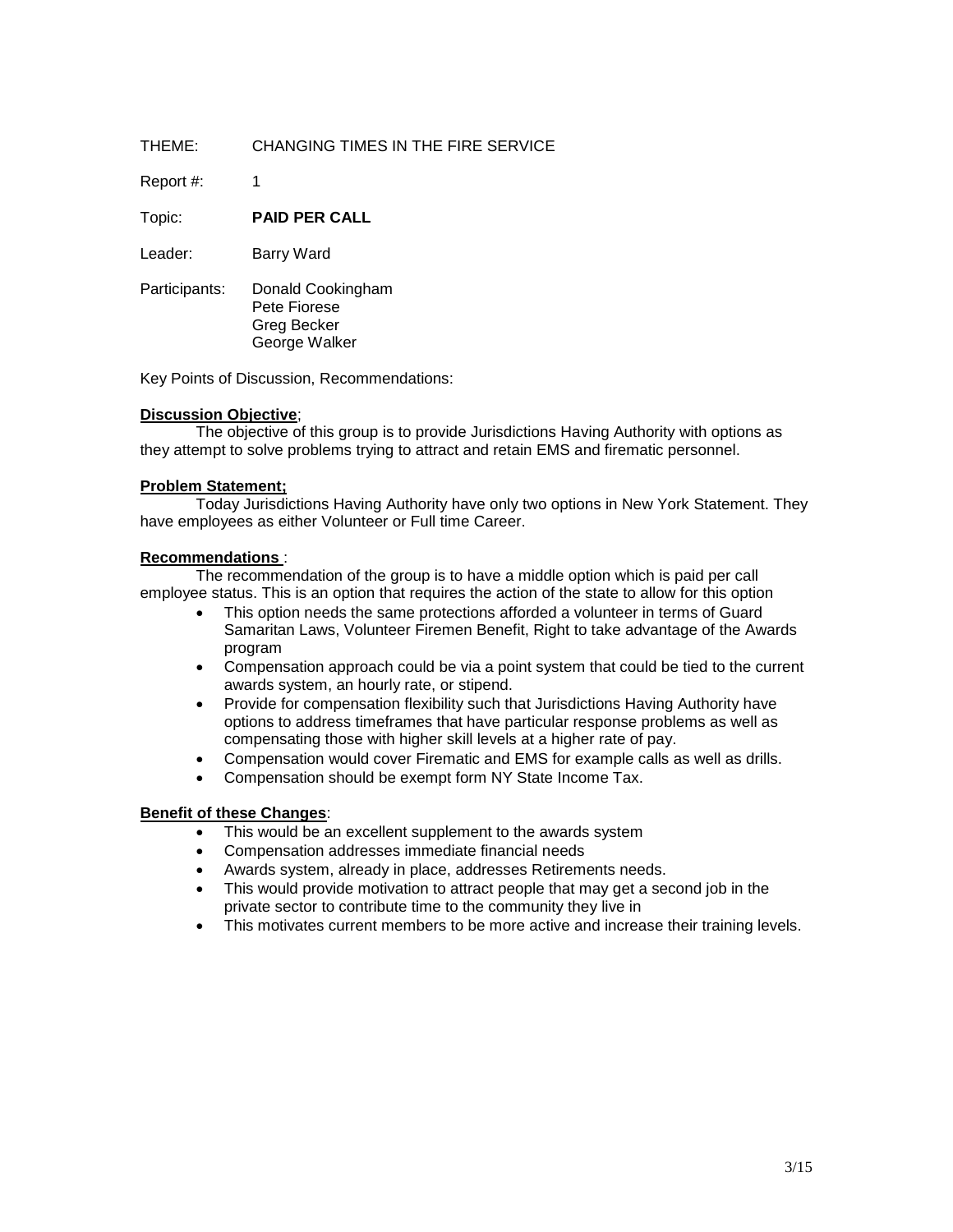THEME: CHANGING TIMES IN THE FIRE SERVICE

Report #: 1

Topic: **PAID PER CALL**

Leader: Barry Ward

Participants: Donald Cookingham
Pete Fiorese
Greg Becker
George Walker

Key Points of Discussion, Recommendations:

**Discussion Objective**;

The objective of this group is to provide Jurisdictions Having Authority with options as they attempt to solve problems trying to attract and retain EMS and firematic personnel.

**Problem Statement;**

Today Jurisdictions Having Authority have only two options in New York Statement. They have employees as either Volunteer or Full time Career.

**Recommendations** :

The recommendation of the group is to have a middle option which is paid per call employee status. This is an option that requires the action of the state to allow for this option

- This option needs the same protections afforded a volunteer in terms of Guard Samaritan Laws, Volunteer Firemen Benefit, Right to take advantage of the Awards program
- Compensation approach could be via a point system that could be tied to the current awards system, an hourly rate, or stipend.
- Provide for compensation flexibility such that Jurisdictions Having Authority have options to address timeframes that have particular response problems as well as compensating those with higher skill levels at a higher rate of pay.
- Compensation would cover Firematic and EMS for example calls as well as drills.
- Compensation should be exempt form NY State Income Tax.

**Benefit of these Changes**:

- This would be an excellent supplement to the awards system
- Compensation addresses immediate financial needs
- Awards system, already in place, addresses Retirements needs.
- This would provide motivation to attract people that may get a second job in the private sector to contribute time to the community they live in
- This motivates current members to be more active and increase their training levels.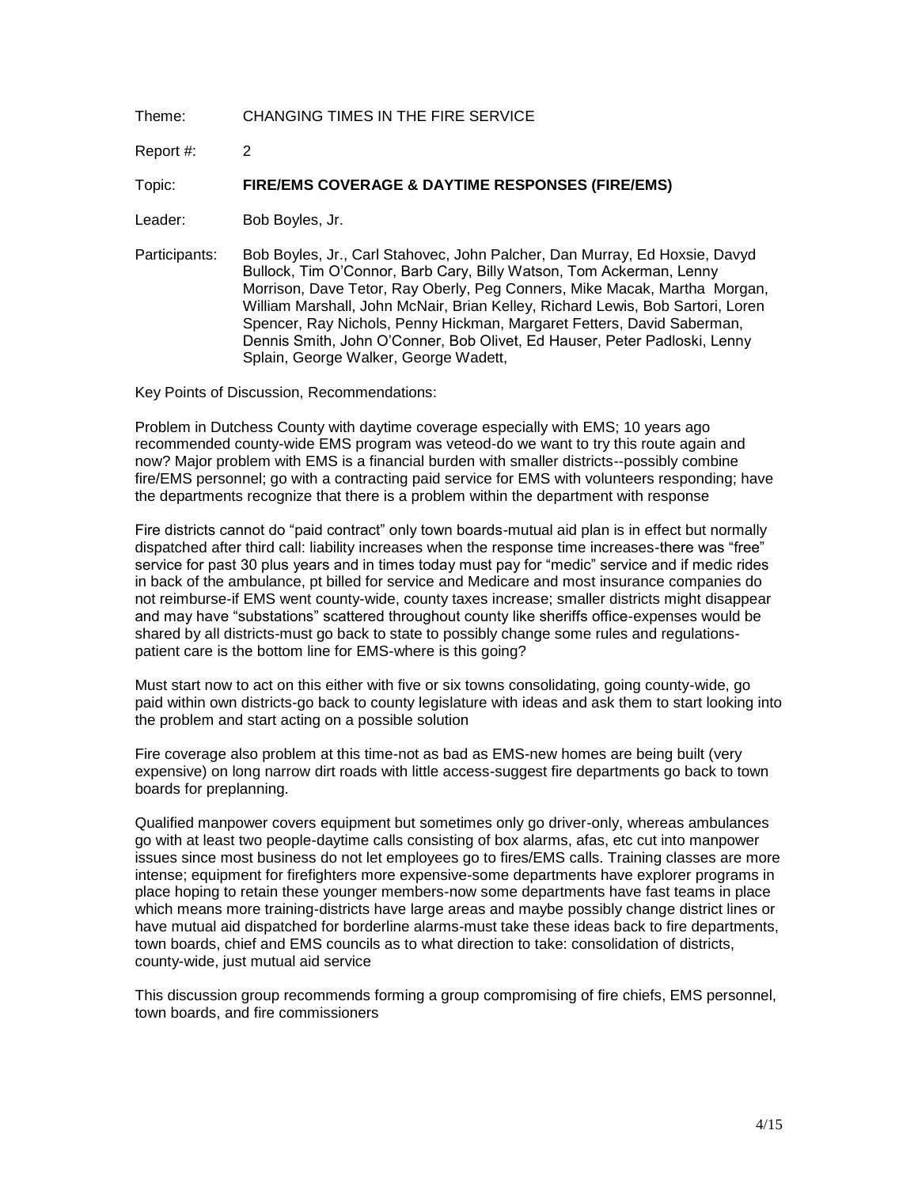Theme: CHANGING TIMES IN THE FIRE SERVICE

Report #: 2

Topic: **FIRE/EMS COVERAGE & DAYTIME RESPONSES (FIRE/EMS)**

Leader: Bob Boyles, Jr.

Participants: Bob Boyles, Jr., Carl Stahovec, John Palcher, Dan Murray, Ed Hoxsie, Davyd Bullock, Tim O'Connor, Barb Cary, Billy Watson, Tom Ackerman, Lenny Morrison, Dave Tetor, Ray Oberly, Peg Conners, Mike Macak, Martha Morgan, William Marshall, John McNair, Brian Kelley, Richard Lewis, Bob Sartori, Loren Spencer, Ray Nichols, Penny Hickman, Margaret Fetters, David Saberman, Dennis Smith, John O'Conner, Bob Olivet, Ed Hauser, Peter Padloski, Lenny Splain, George Walker, George Wadett,

Key Points of Discussion, Recommendations:

Problem in Dutchess County with daytime coverage especially with EMS; 10 years ago recommended county-wide EMS program was veteod-do we want to try this route again and now? Major problem with EMS is a financial burden with smaller districts--possibly combine fire/EMS personnel; go with a contracting paid service for EMS with volunteers responding; have the departments recognize that there is a problem within the department with response

Fire districts cannot do "paid contract" only town boards-mutual aid plan is in effect but normally dispatched after third call: liability increases when the response time increases-there was "free" service for past 30 plus years and in times today must pay for "medic" service and if medic rides in back of the ambulance, pt billed for service and Medicare and most insurance companies do not reimburse-if EMS went county-wide, county taxes increase; smaller districts might disappear and may have "substations" scattered throughout county like sheriffs office-expenses would be shared by all districts-must go back to state to possibly change some rules and regulations-patient care is the bottom line for EMS-where is this going?

Must start now to act on this either with five or six towns consolidating, going county-wide, go paid within own districts-go back to county legislature with ideas and ask them to start looking into the problem and start acting on a possible solution

Fire coverage also problem at this time-not as bad as EMS-new homes are being built (very expensive) on long narrow dirt roads with little access-suggest fire departments go back to town boards for preplanning.

Qualified manpower covers equipment but sometimes only go driver-only, whereas ambulances go with at least two people-daytime calls consisting of box alarms, afas, etc cut into manpower issues since most business do not let employees go to fires/EMS calls. Training classes are more intense; equipment for firefighters more expensive-some departments have explorer programs in place hoping to retain these younger members-now some departments have fast teams in place which means more training-districts have large areas and maybe possibly change district lines or have mutual aid dispatched for borderline alarms-must take these ideas back to fire departments, town boards, chief and EMS councils as to what direction to take: consolidation of districts, county-wide, just mutual aid service

This discussion group recommends forming a group compromising of fire chiefs, EMS personnel, town boards, and fire commissioners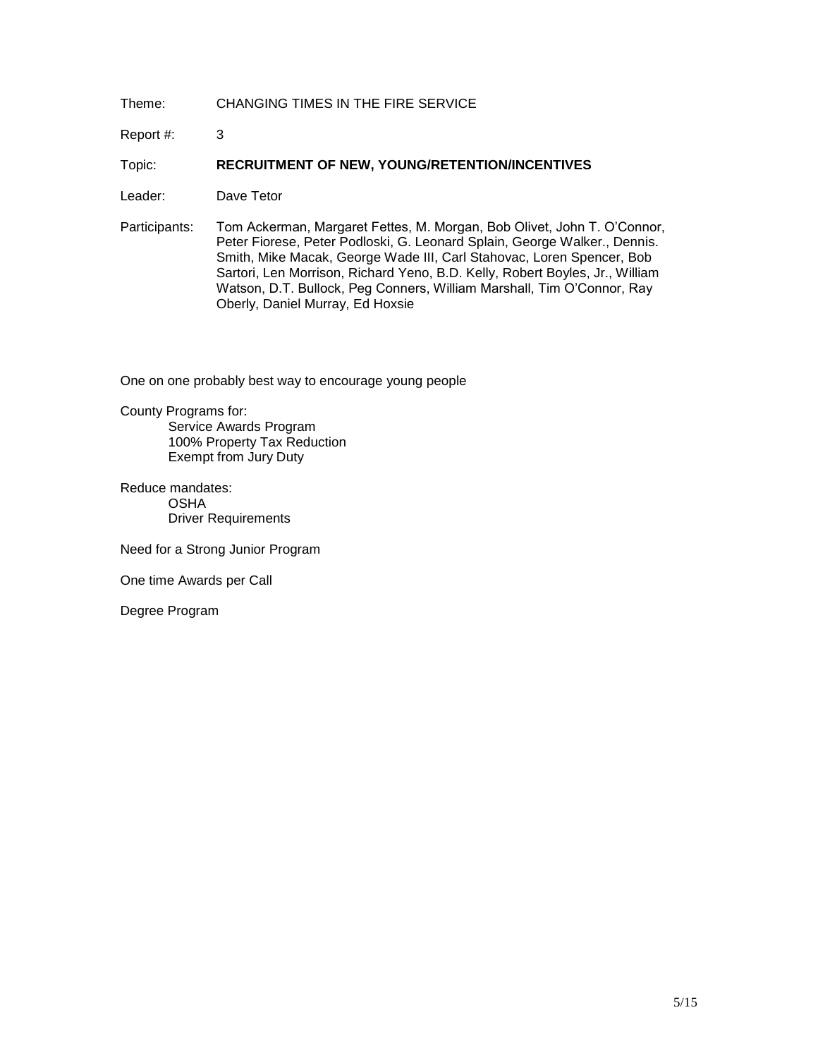Theme: CHANGING TIMES IN THE FIRE SERVICE

Report #: 3

Topic: **RECRUITMENT OF NEW, YOUNG/RETENTION/INCENTIVES**

Leader: Dave Tetor

Participants: Tom Ackerman, Margaret Fettes, M. Morgan, Bob Olivet, John T. O'Connor, Peter Fiorese, Peter Podloski, G. Leonard Splain, George Walker., Dennis. Smith, Mike Macak, George Wade III, Carl Stahovac, Loren Spencer, Bob Sartori, Len Morrison, Richard Yeno, B.D. Kelly, Robert Boyles, Jr., William Watson, D.T. Bullock, Peg Conners, William Marshall, Tim O'Connor, Ray Oberly, Daniel Murray, Ed Hoxsie

One on one probably best way to encourage young people

County Programs for:

- Service Awards Program
- 100% Property Tax Reduction
- Exempt from Jury Duty

Reduce mandates:

- OSHA
- Driver Requirements

Need for a Strong Junior Program

One time Awards per Call

Degree Program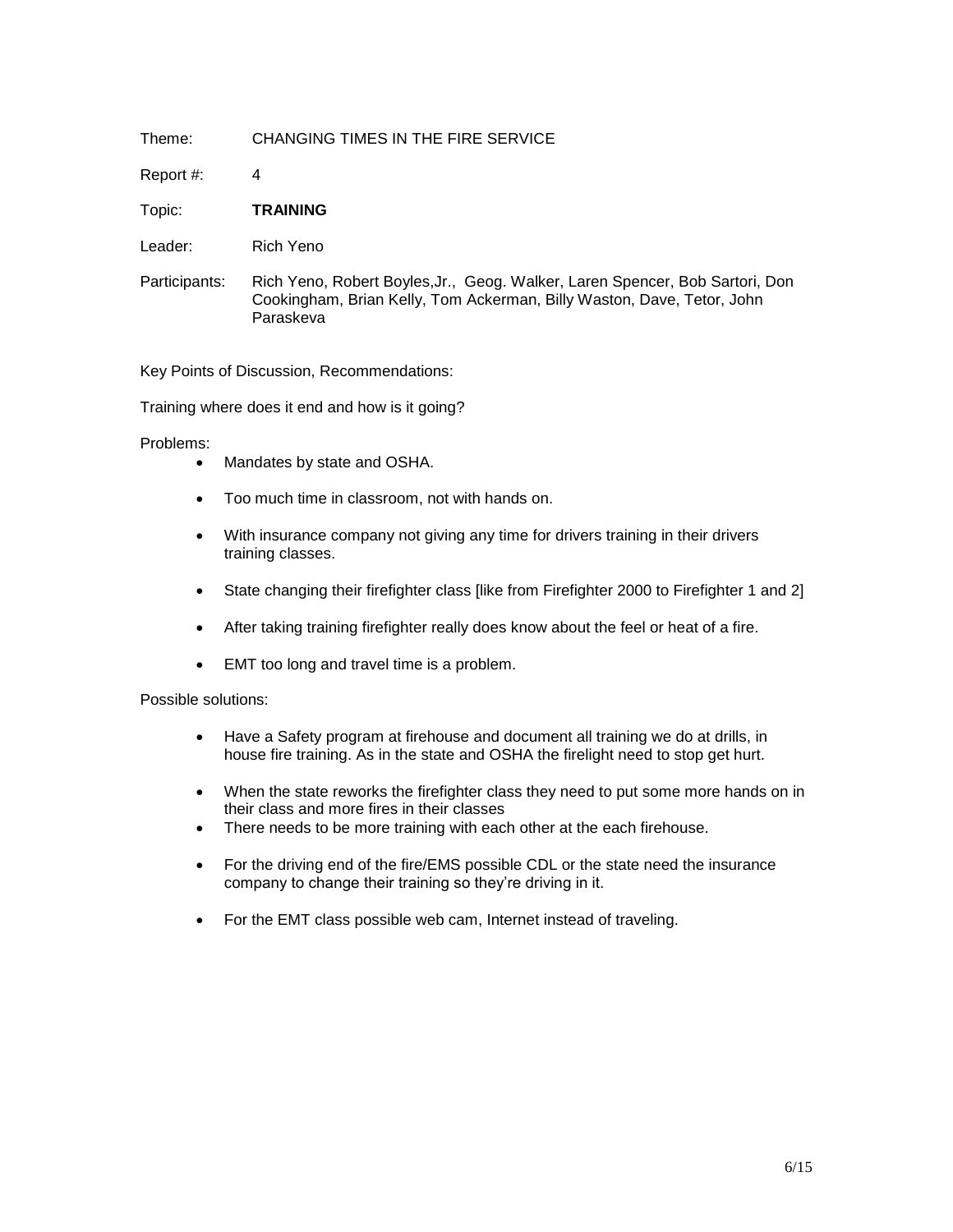Theme: CHANGING TIMES IN THE FIRE SERVICE

Report #: 4

Topic: **TRAINING**

Leader: Rich Yeno

Participants: Rich Yeno, Robert Boyles,Jr., Geog. Walker, Laren Spencer, Bob Sartori, Don Cookingham, Brian Kelly, Tom Ackerman, Billy Waston, Dave, Tetor, John Paraskeva

Key Points of Discussion, Recommendations:

Training where does it end and how is it going?

Problems:

- Mandates by state and OSHA.
- Too much time in classroom, not with hands on.
- With insurance company not giving any time for drivers training in their drivers training classes.
- State changing their firefighter class [like from Firefighter 2000 to Firefighter 1 and 2]
- After taking training firefighter really does know about the feel or heat of a fire.
- EMT too long and travel time is a problem.

Possible solutions:

- Have a Safety program at firehouse and document all training we do at drills, in house fire training. As in the state and OSHA the firelight need to stop get hurt.
- When the state reworks the firefighter class they need to put some more hands on in their class and more fires in their classes
- There needs to be more training with each other at the each firehouse.
- For the driving end of the fire/EMS possible CDL or the state need the insurance company to change their training so they're driving in it.
- For the EMT class possible web cam, Internet instead of traveling.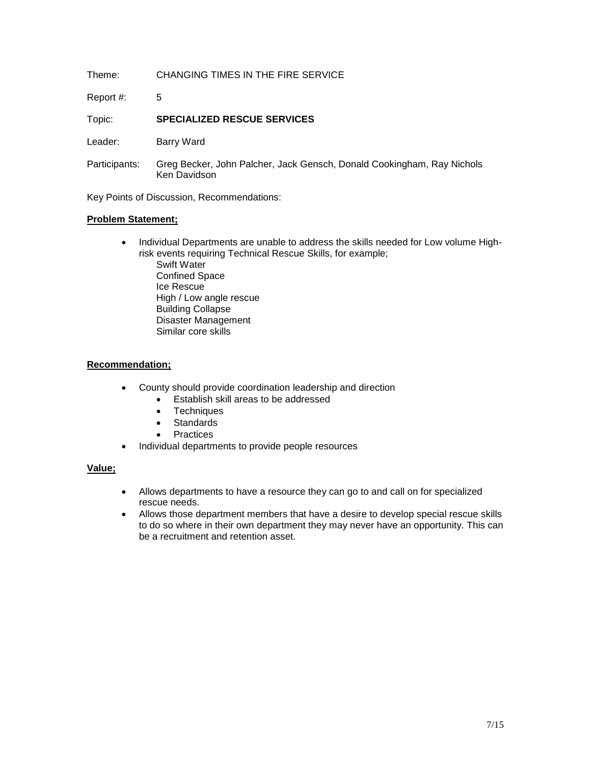Theme: CHANGING TIMES IN THE FIRE SERVICE

Report #: 5

Topic: **SPECIALIZED RESCUE SERVICES**

Leader: Barry Ward

Participants: Greg Becker, John Palcher, Jack Gensch, Donald Cookingham, Ray Nichols Ken Davidson

Key Points of Discussion, Recommendations:

**Problem Statement;**

- Individual Departments are unable to address the skills needed for Low volume High-risk events requiring Technical Rescue Skills, for example;
  Swift Water
  Confined Space
  Ice Rescue
  High / Low angle rescue
  Building Collapse
  Disaster Management
  Similar core skills

**Recommendation;**

- County should provide coordination leadership and direction
  - Establish skill areas to be addressed
  - Techniques
  - Standards
  - Practices
- Individual departments to provide people resources

**Value;**

- Allows departments to have a resource they can go to and call on for specialized rescue needs.
- Allows those department members that have a desire to develop special rescue skills to do so where in their own department they may never have an opportunity. This can be a recruitment and retention asset.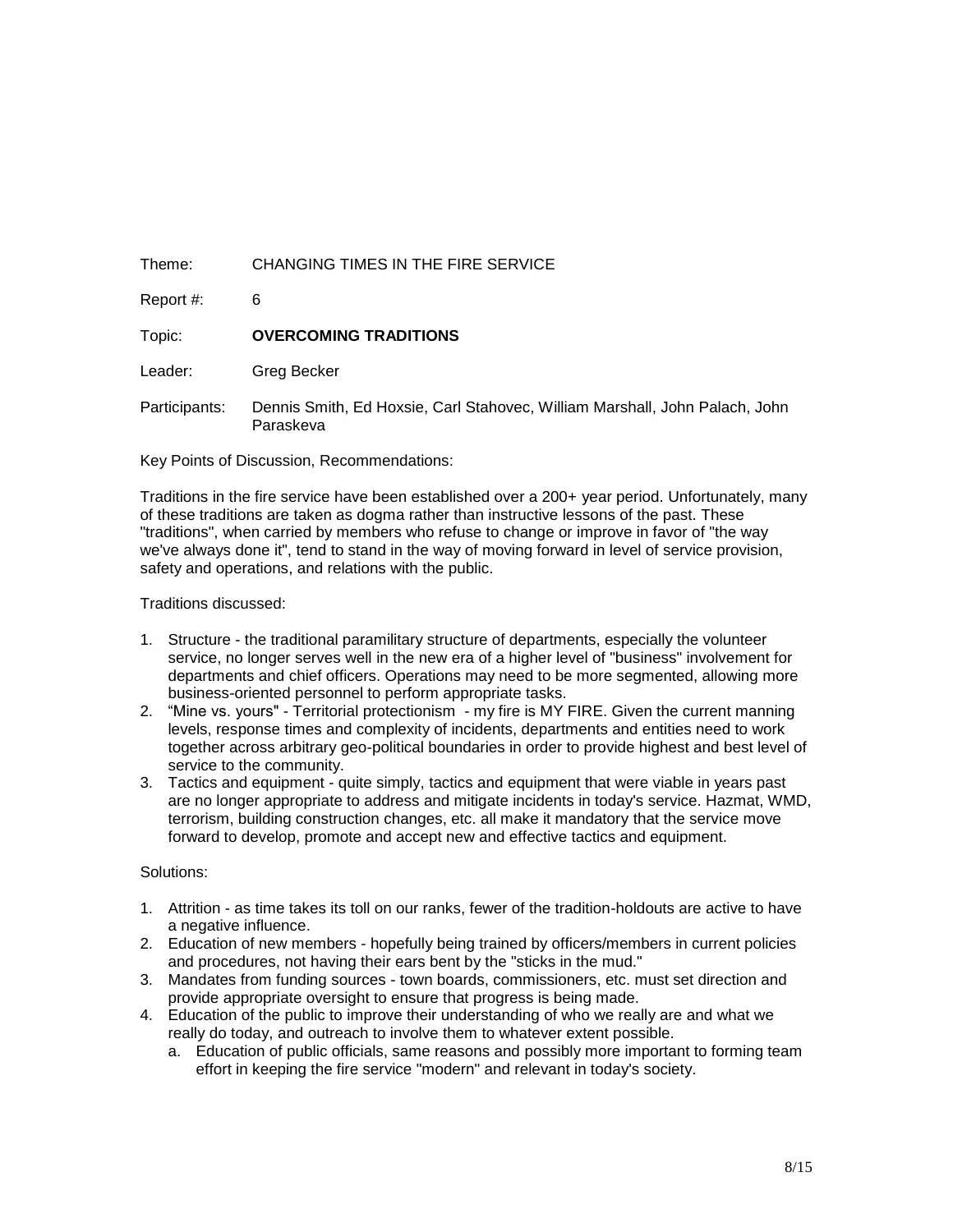Theme: CHANGING TIMES IN THE FIRE SERVICE

Report #: 6

Topic: **OVERCOMING TRADITIONS**

Leader: Greg Becker

Participants: Dennis Smith, Ed Hoxsie, Carl Stahovec, William Marshall, John Palach, John Paraskeva

Key Points of Discussion, Recommendations:

Traditions in the fire service have been established over a 200+ year period. Unfortunately, many of these traditions are taken as dogma rather than instructive lessons of the past. These "traditions", when carried by members who refuse to change or improve in favor of "the way we've always done it", tend to stand in the way of moving forward in level of service provision, safety and operations, and relations with the public.

Traditions discussed:

1. Structure - the traditional paramilitary structure of departments, especially the volunteer service, no longer serves well in the new era of a higher level of "business" involvement for departments and chief officers. Operations may need to be more segmented, allowing more business-oriented personnel to perform appropriate tasks.
2. “Mine vs. yours" - Territorial protectionism - my fire is MY FIRE. Given the current manning levels, response times and complexity of incidents, departments and entities need to work together across arbitrary geo-political boundaries in order to provide highest and best level of service to the community.
3. Tactics and equipment - quite simply, tactics and equipment that were viable in years past are no longer appropriate to address and mitigate incidents in today's service. Hazmat, WMD, terrorism, building construction changes, etc. all make it mandatory that the service move forward to develop, promote and accept new and effective tactics and equipment.

Solutions:

1. Attrition - as time takes its toll on our ranks, fewer of the tradition-holdouts are active to have a negative influence.
2. Education of new members - hopefully being trained by officers/members in current policies and procedures, not having their ears bent by the "sticks in the mud."
3. Mandates from funding sources - town boards, commissioners, etc. must set direction and provide appropriate oversight to ensure that progress is being made.
4. Education of the public to improve their understanding of who we really are and what we really do today, and outreach to involve them to whatever extent possible.
   a. Education of public officials, same reasons and possibly more important to forming team effort in keeping the fire service "modern" and relevant in today's society.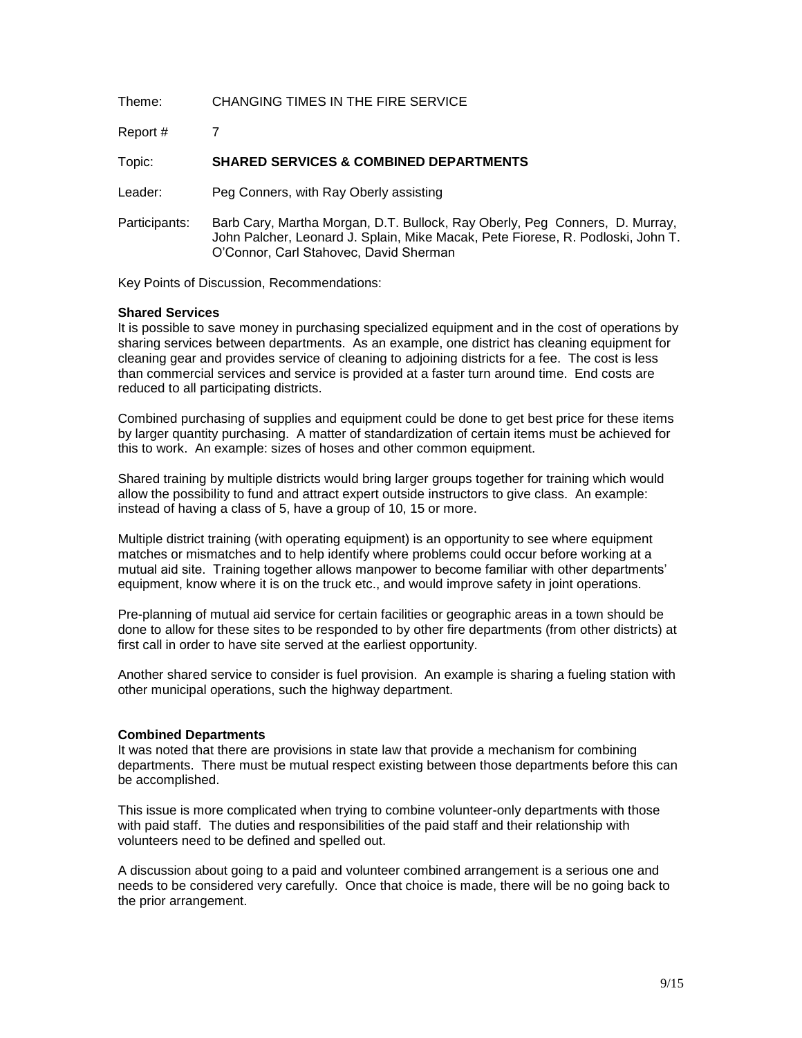Theme: CHANGING TIMES IN THE FIRE SERVICE

Report # 7

Topic: **SHARED SERVICES & COMBINED DEPARTMENTS**

Leader: Peg Conners, with Ray Oberly assisting

Participants: Barb Cary, Martha Morgan, D.T. Bullock, Ray Oberly, Peg Conners, D. Murray, John Palcher, Leonard J. Splain, Mike Macak, Pete Fiorese, R. Podloski, John T. O'Connor, Carl Stahovec, David Sherman

Key Points of Discussion, Recommendations:

**Shared Services**

It is possible to save money in purchasing specialized equipment and in the cost of operations by sharing services between departments. As an example, one district has cleaning equipment for cleaning gear and provides service of cleaning to adjoining districts for a fee. The cost is less than commercial services and service is provided at a faster turn around time. End costs are reduced to all participating districts.

Combined purchasing of supplies and equipment could be done to get best price for these items by larger quantity purchasing. A matter of standardization of certain items must be achieved for this to work. An example: sizes of hoses and other common equipment.

Shared training by multiple districts would bring larger groups together for training which would allow the possibility to fund and attract expert outside instructors to give class. An example: instead of having a class of 5, have a group of 10, 15 or more.

Multiple district training (with operating equipment) is an opportunity to see where equipment matches or mismatches and to help identify where problems could occur before working at a mutual aid site. Training together allows manpower to become familiar with other departments' equipment, know where it is on the truck etc., and would improve safety in joint operations.

Pre-planning of mutual aid service for certain facilities or geographic areas in a town should be done to allow for these sites to be responded to by other fire departments (from other districts) at first call in order to have site served at the earliest opportunity.

Another shared service to consider is fuel provision. An example is sharing a fueling station with other municipal operations, such the highway department.

**Combined Departments**

It was noted that there are provisions in state law that provide a mechanism for combining departments. There must be mutual respect existing between those departments before this can be accomplished.

This issue is more complicated when trying to combine volunteer-only departments with those with paid staff. The duties and responsibilities of the paid staff and their relationship with volunteers need to be defined and spelled out.

A discussion about going to a paid and volunteer combined arrangement is a serious one and needs to be considered very carefully. Once that choice is made, there will be no going back to the prior arrangement.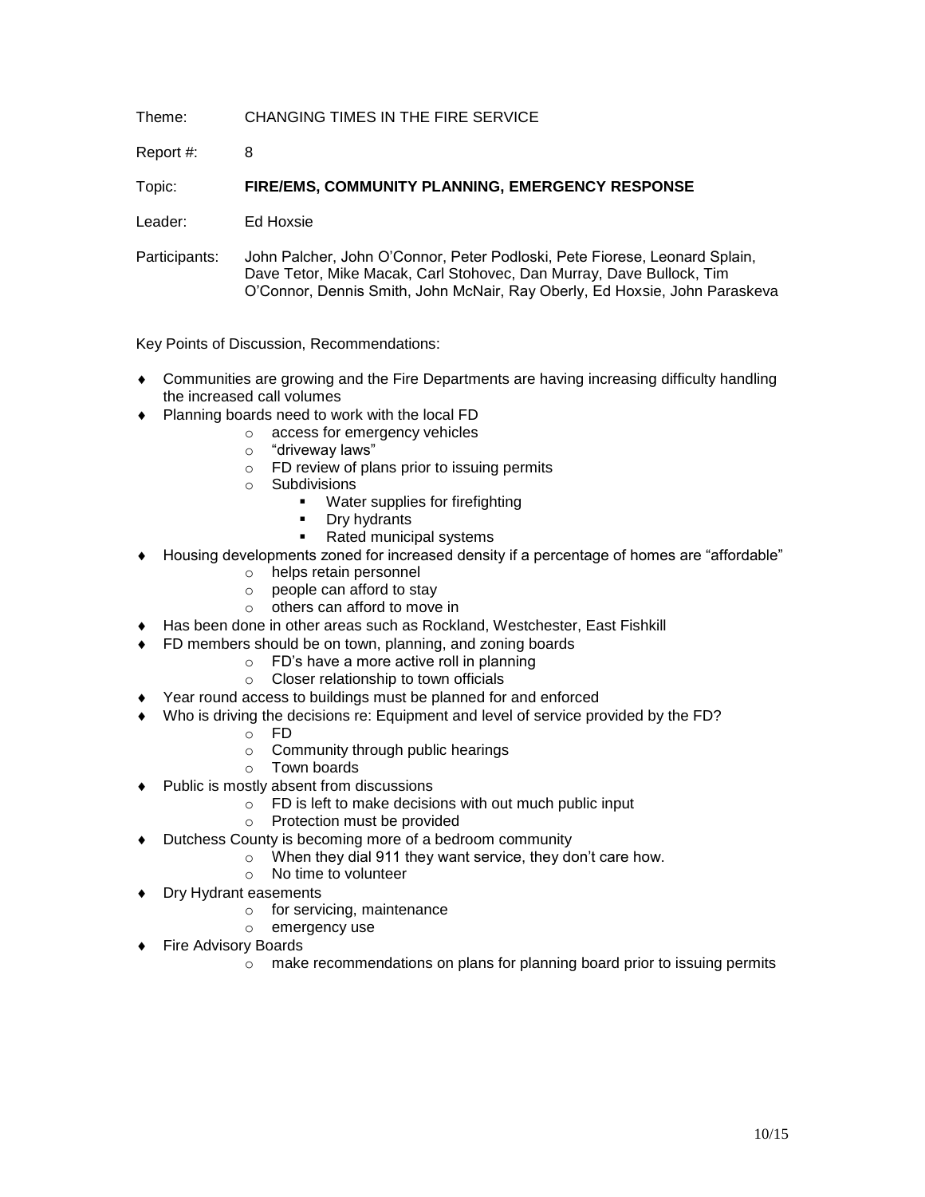Theme: CHANGING TIMES IN THE FIRE SERVICE

Report #: 8

Topic: **FIRE/EMS, COMMUNITY PLANNING, EMERGENCY RESPONSE**

Leader: Ed Hoxsie

Participants: John Palcher, John O'Connor, Peter Podloski, Pete Fiorese, Leonard Splain, Dave Tetor, Mike Macak, Carl Stohovec, Dan Murray, Dave Bullock, Tim O'Connor, Dennis Smith, John McNair, Ray Oberly, Ed Hoxsie, John Paraskeva

Key Points of Discussion, Recommendations:

- Communities are growing and the Fire Departments are having increasing difficulty handling the increased call volumes
- Planning boards need to work with the local FD
  - access for emergency vehicles
  - "driveway laws"
  - FD review of plans prior to issuing permits
  - Subdivisions
    - Water supplies for firefighting
    - Dry hydrants
    - Rated municipal systems
- Housing developments zoned for increased density if a percentage of homes are "affordable"
  - helps retain personnel
  - people can afford to stay
  - others can afford to move in
- Has been done in other areas such as Rockland, Westchester, East Fishkill
- FD members should be on town, planning, and zoning boards
  - FD's have a more active roll in planning
  - Closer relationship to town officials
- Year round access to buildings must be planned for and enforced
- Who is driving the decisions re: Equipment and level of service provided by the FD?
  - FD
  - Community through public hearings
  - Town boards
- Public is mostly absent from discussions
  - FD is left to make decisions with out much public input
  - Protection must be provided
- Dutchess County is becoming more of a bedroom community
  - When they dial 911 they want service, they don't care how.
  - No time to volunteer
- Dry Hydrant easements
  - for servicing, maintenance
  - emergency use
- Fire Advisory Boards
  - make recommendations on plans for planning board prior to issuing permits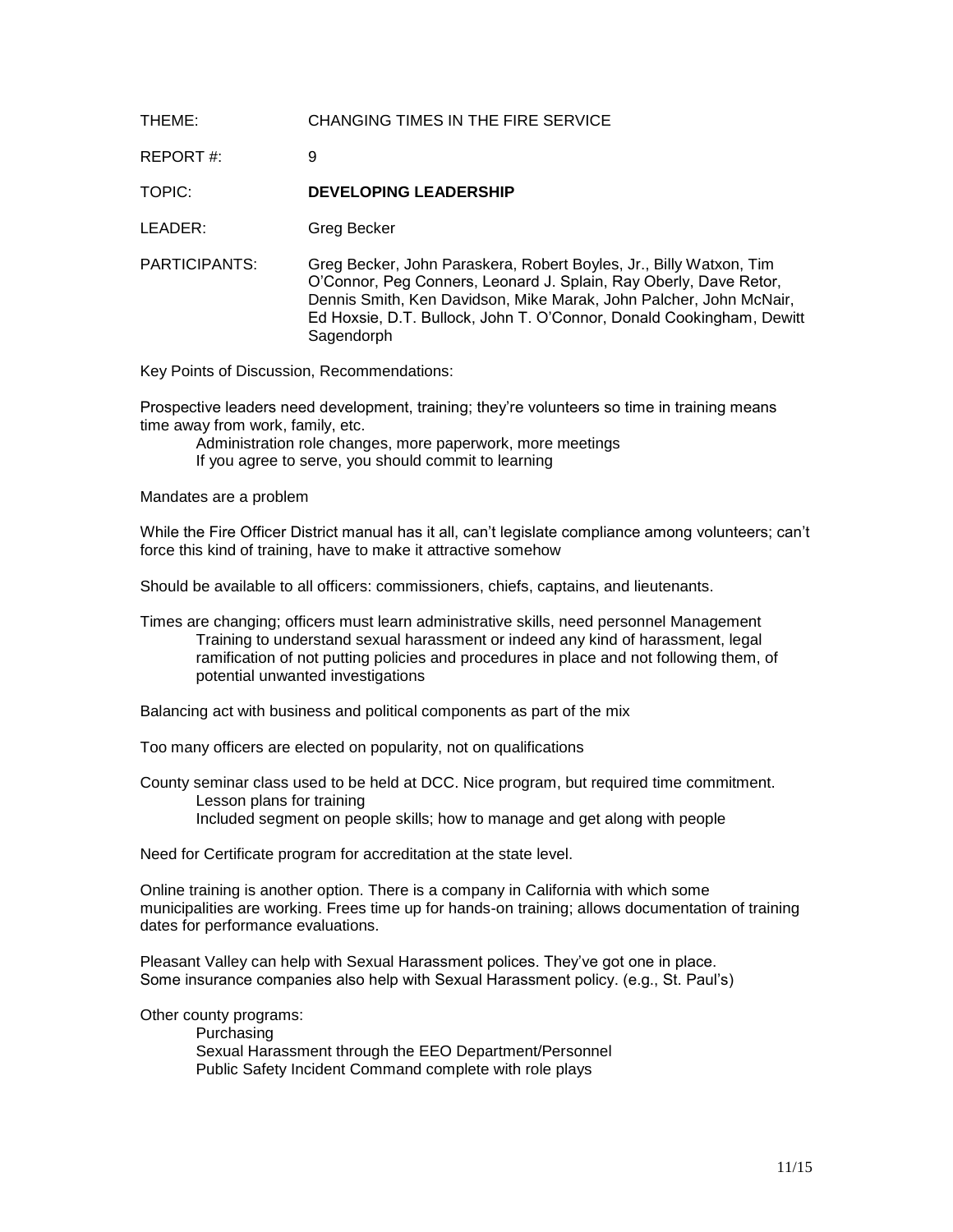THEME: CHANGING TIMES IN THE FIRE SERVICE

REPORT #: 9

TOPIC: **DEVELOPING LEADERSHIP**

LEADER: Greg Becker

PARTICIPANTS: Greg Becker, John Paraskera, Robert Boyles, Jr., Billy Watxon, Tim O'Connor, Peg Conners, Leonard J. Splain, Ray Oberly, Dave Retor, Dennis Smith, Ken Davidson, Mike Marak, John Palcher, John McNair, Ed Hoxsie, D.T. Bullock, John T. O'Connor, Donald Cookingham, Dewitt Sagendorph

Key Points of Discussion, Recommendations:

Prospective leaders need development, training; they're volunteers so time in training means time away from work, family, etc.

- Administration role changes, more paperwork, more meetings
- If you agree to serve, you should commit to learning

Mandates are a problem

While the Fire Officer District manual has it all, can't legislate compliance among volunteers; can't force this kind of training, have to make it attractive somehow

Should be available to all officers: commissioners, chiefs, captains, and lieutenants.

Times are changing; officers must learn administrative skills, need personnel Management

- Training to understand sexual harassment or indeed any kind of harassment, legal ramification of not putting policies and procedures in place and not following them, of potential unwanted investigations

Balancing act with business and political components as part of the mix

Too many officers are elected on popularity, not on qualifications

County seminar class used to be held at DCC. Nice program, but required time commitment.

- Lesson plans for training
- Included segment on people skills; how to manage and get along with people

Need for Certificate program for accreditation at the state level.

Online training is another option. There is a company in California with which some municipalities are working. Frees time up for hands-on training; allows documentation of training dates for performance evaluations.

Pleasant Valley can help with Sexual Harassment polices. They've got one in place.
Some insurance companies also help with Sexual Harassment policy. (e.g., St. Paul's)

Other county programs:

- Purchasing
- Sexual Harassment through the EEO Department/Personnel
- Public Safety Incident Command complete with role plays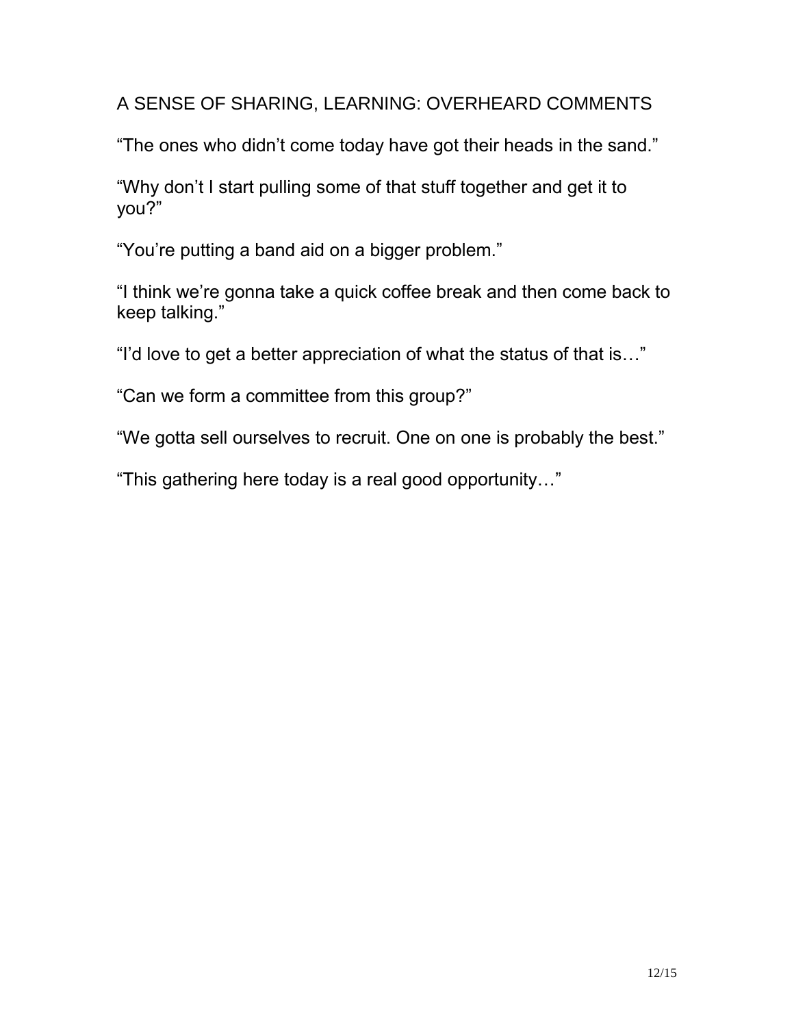# A SENSE OF SHARING, LEARNING: OVERHEARD COMMENTS

“The ones who didn’t come today have got their heads in the sand.”

“Why don’t I start pulling some of that stuff together and get it to you?”

“You’re putting a band aid on a bigger problem.”

“I think we’re gonna take a quick coffee break and then come back to keep talking.”

“I’d love to get a better appreciation of what the status of that is…”

“Can we form a committee from this group?”

“We gotta sell ourselves to recruit. One on one is probably the best.”

“This gathering here today is a real good opportunity…”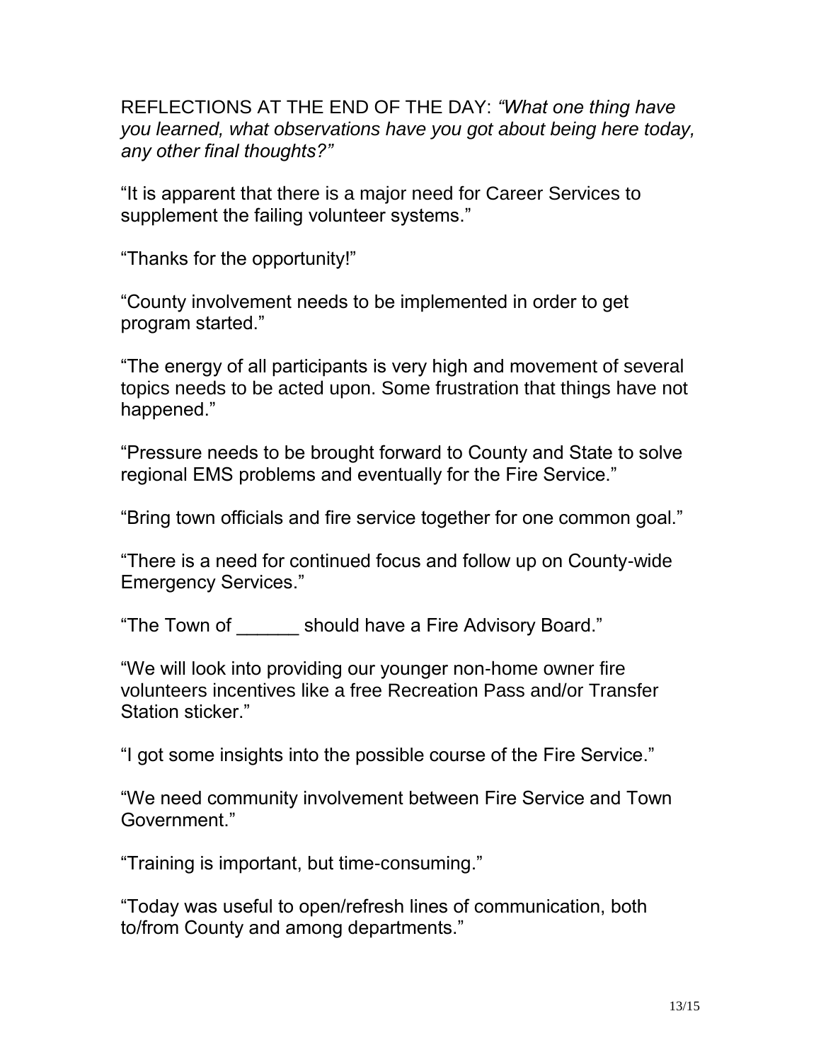REFLECTIONS AT THE END OF THE DAY: *"What one thing have you learned, what observations have you got about being here today, any other final thoughts?"*

"It is apparent that there is a major need for Career Services to supplement the failing volunteer systems."

"Thanks for the opportunity!"

"County involvement needs to be implemented in order to get program started."

"The energy of all participants is very high and movement of several topics needs to be acted upon. Some frustration that things have not happened."

"Pressure needs to be brought forward to County and State to solve regional EMS problems and eventually for the Fire Service."

"Bring town officials and fire service together for one common goal."

"There is a need for continued focus and follow up on County-wide Emergency Services."

"The Town of ______ should have a Fire Advisory Board."

"We will look into providing our younger non-home owner fire volunteers incentives like a free Recreation Pass and/or Transfer Station sticker."

"I got some insights into the possible course of the Fire Service."

"We need community involvement between Fire Service and Town Government."

"Training is important, but time-consuming."

"Today was useful to open/refresh lines of communication, both to/from County and among departments."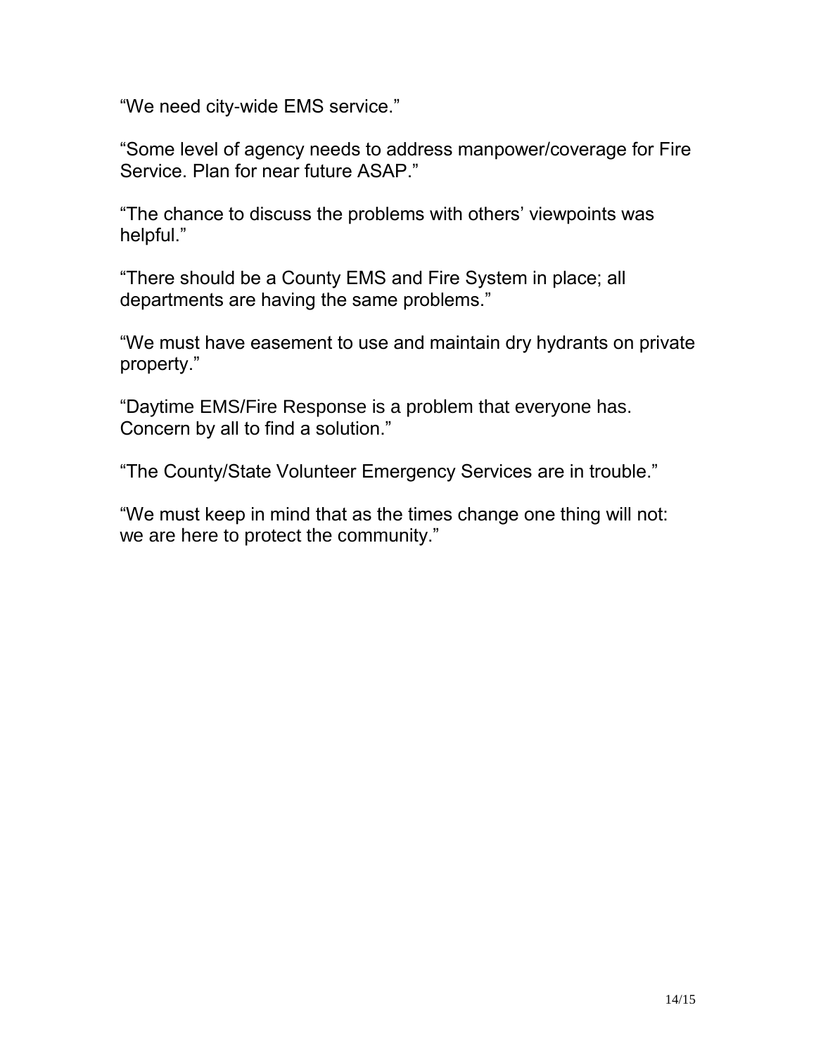"We need city-wide EMS service."

"Some level of agency needs to address manpower/coverage for Fire Service. Plan for near future ASAP."

"The chance to discuss the problems with others' viewpoints was helpful."

"There should be a County EMS and Fire System in place; all departments are having the same problems."

"We must have easement to use and maintain dry hydrants on private property."

"Daytime EMS/Fire Response is a problem that everyone has. Concern by all to find a solution."

"The County/State Volunteer Emergency Services are in trouble."

"We must keep in mind that as the times change one thing will not: we are here to protect the community."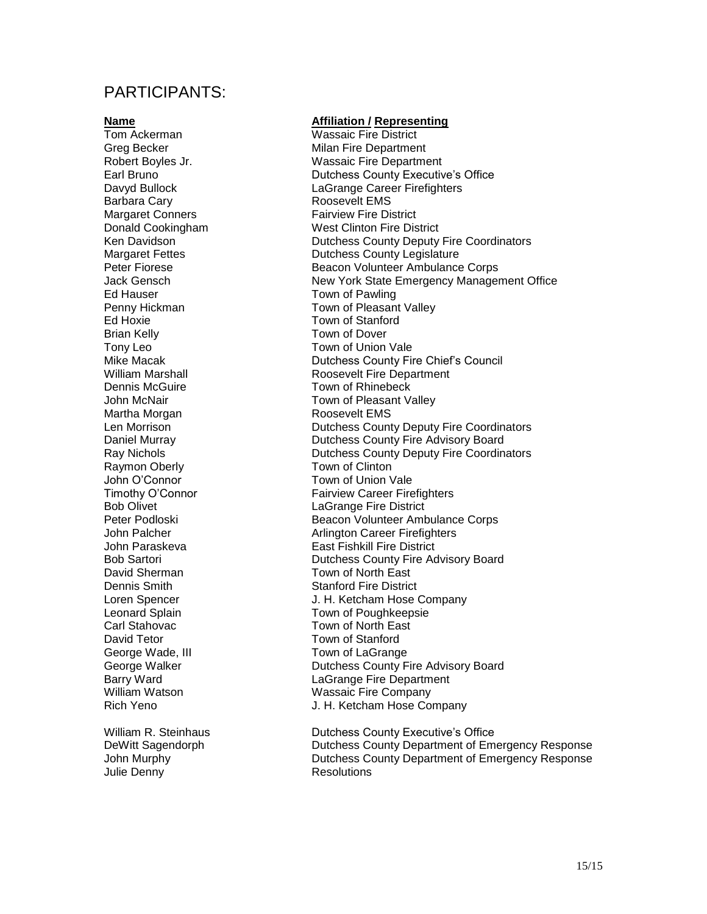# PARTICIPANTS:

| **Name** | **Affiliation / Representing** |
|---|---|
| Tom Ackerman | Wassaic Fire District |
| Greg Becker | Milan Fire Department |
| Robert Boyles Jr. | Wassaic Fire Department |
| Earl Bruno | Dutchess County Executive's Office |
| Davyd Bullock | LaGrange Career Firefighters |
| Barbara Cary | Roosevelt EMS |
| Margaret Conners | Fairview Fire District |
| Donald Cookingham | West Clinton Fire District |
| Ken Davidson | Dutchess County Deputy Fire Coordinators |
| Margaret Fettes | Dutchess County Legislature |
| Peter Fiorese | Beacon Volunteer Ambulance Corps |
| Jack Gensch | New York State Emergency Management Office |
| Ed Hauser | Town of Pawling |
| Penny Hickman | Town of Pleasant Valley |
| Ed Hoxie | Town of Stanford |
| Brian Kelly | Town of Dover |
| Tony Leo | Town of Union Vale |
| Mike Macak | Dutchess County Fire Chief's Council |
| William Marshall | Roosevelt Fire Department |
| Dennis McGuire | Town of Rhinebeck |
| John McNair | Town of Pleasant Valley |
| Martha Morgan | Roosevelt EMS |
| Len Morrison | Dutchess County Deputy Fire Coordinators |
| Daniel Murray | Dutchess County Fire Advisory Board |
| Ray Nichols | Dutchess County Deputy Fire Coordinators |
| Raymon Oberly | Town of Clinton |
| John O'Connor | Town of Union Vale |
| Timothy O'Connor | Fairview Career Firefighters |
| Bob Olivet | LaGrange Fire District |
| Peter Podloski | Beacon Volunteer Ambulance Corps |
| John Palcher | Arlington Career Firefighters |
| John Paraskeva | East Fishkill Fire District |
| Bob Sartori | Dutchess County Fire Advisory Board |
| David Sherman | Town of North East |
| Dennis Smith | Stanford Fire District |
| Loren Spencer | J. H. Ketcham Hose Company |
| Leonard Splain | Town of Poughkeepsie |
| Carl Stahovac | Town of North East |
| David Tetor | Town of Stanford |
| George Wade, III | Town of LaGrange |
| George Walker | Dutchess County Fire Advisory Board |
| Barry Ward | LaGrange Fire Department |
| William Watson | Wassaic Fire Company |
| Rich Yeno | J. H. Ketcham Hose Company |
| | |
| William R. Steinhaus | Dutchess County Executive's Office |
| DeWitt Sagendorph | Dutchess County Department of Emergency Response |
| John Murphy | Dutchess County Department of Emergency Response |
| Julie Denny | Resolutions |